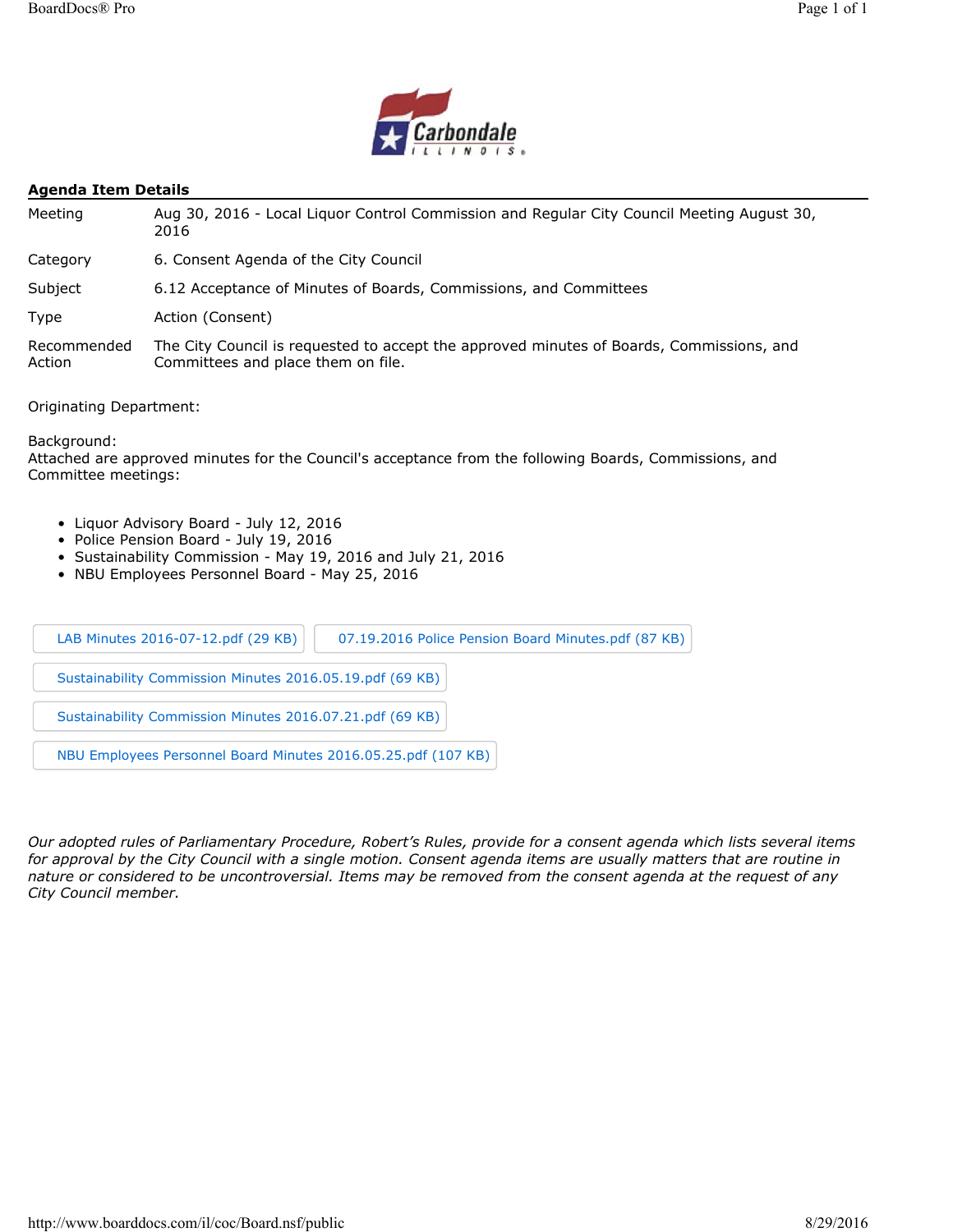## Agenda Item Details

| | |
|---|---|
| Meeting | Aug 30, 2016 - Local Liquor Control Commission and Regular City Council Meeting August 30, 2016 |
| Category | 6. Consent Agenda of the City Council |
| Subject | 6.12 Acceptance of Minutes of Boards, Commissions, and Committees |
| Type | Action (Consent) |
| Recommended Action | The City Council is requested to accept the approved minutes of Boards, Commissions, and Committees and place them on file. |

Originating Department:

Background:
Attached are approved minutes for the Council's acceptance from the following Boards, Commissions, and Committee meetings:

- Liquor Advisory Board - July 12, 2016
- Police Pension Board - July 19, 2016
- Sustainability Commission - May 19, 2016 and July 21, 2016
- NBU Employees Personnel Board - May 25, 2016

LAB Minutes 2016-07-12.pdf (29 KB)

07.19.2016 Police Pension Board Minutes.pdf (87 KB)

Sustainability Commission Minutes 2016.05.19.pdf (69 KB)

Sustainability Commission Minutes 2016.07.21.pdf (69 KB)

NBU Employees Personnel Board Minutes 2016.05.25.pdf (107 KB)

*Our adopted rules of Parliamentary Procedure, Robert's Rules, provide for a consent agenda which lists several items for approval by the City Council with a single motion. Consent agenda items are usually matters that are routine in nature or considered to be uncontroversial. Items may be removed from the consent agenda at the request of any City Council member.*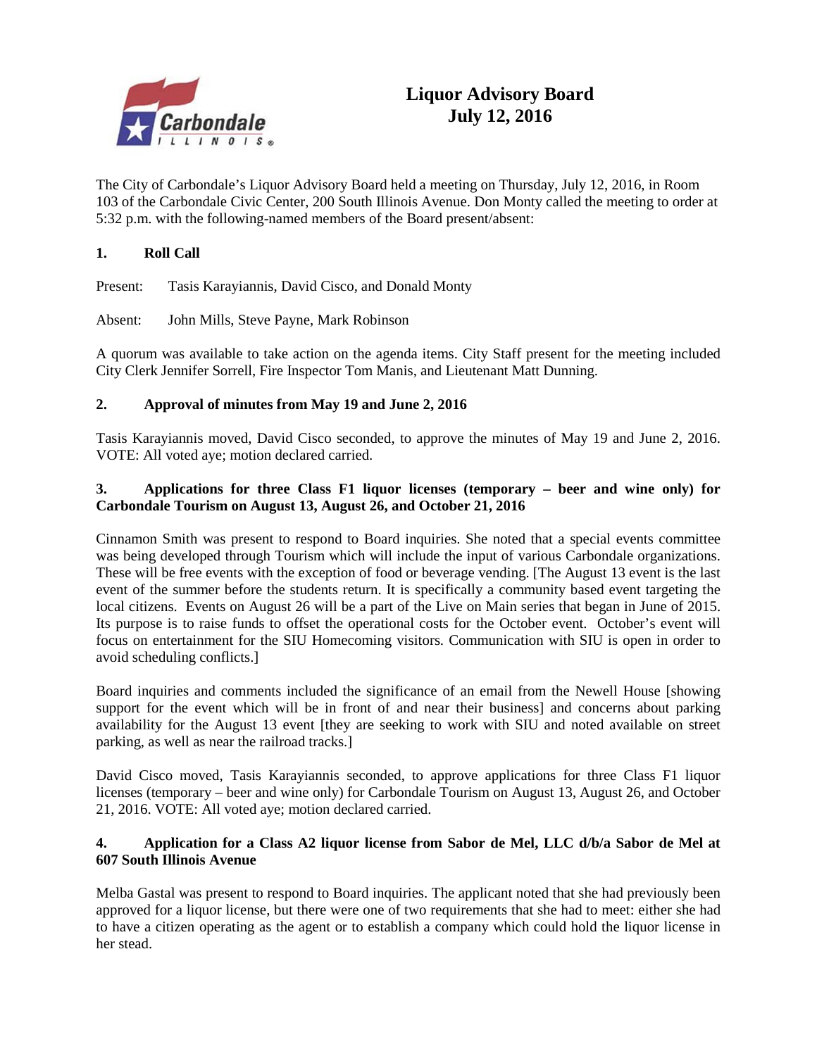# Liquor Advisory Board
## July 12, 2016

The City of Carbondale's Liquor Advisory Board held a meeting on Thursday, July 12, 2016, in Room 103 of the Carbondale Civic Center, 200 South Illinois Avenue. Don Monty called the meeting to order at 5:32 p.m. with the following-named members of the Board present/absent:

### 1. Roll Call

Present: Tasis Karayiannis, David Cisco, and Donald Monty

Absent: John Mills, Steve Payne, Mark Robinson

A quorum was available to take action on the agenda items. City Staff present for the meeting included City Clerk Jennifer Sorrell, Fire Inspector Tom Manis, and Lieutenant Matt Dunning.

### 2. Approval of minutes from May 19 and June 2, 2016

Tasis Karayiannis moved, David Cisco seconded, to approve the minutes of May 19 and June 2, 2016. VOTE: All voted aye; motion declared carried.

### 3. Applications for three Class F1 liquor licenses (temporary – beer and wine only) for Carbondale Tourism on August 13, August 26, and October 21, 2016

Cinnamon Smith was present to respond to Board inquiries. She noted that a special events committee was being developed through Tourism which will include the input of various Carbondale organizations. These will be free events with the exception of food or beverage vending. [The August 13 event is the last event of the summer before the students return. It is specifically a community based event targeting the local citizens. Events on August 26 will be a part of the Live on Main series that began in June of 2015. Its purpose is to raise funds to offset the operational costs for the October event. October's event will focus on entertainment for the SIU Homecoming visitors. Communication with SIU is open in order to avoid scheduling conflicts.]

Board inquiries and comments included the significance of an email from the Newell House [showing support for the event which will be in front of and near their business] and concerns about parking availability for the August 13 event [they are seeking to work with SIU and noted available on street parking, as well as near the railroad tracks.]

David Cisco moved, Tasis Karayiannis seconded, to approve applications for three Class F1 liquor licenses (temporary – beer and wine only) for Carbondale Tourism on August 13, August 26, and October 21, 2016. VOTE: All voted aye; motion declared carried.

### 4. Application for a Class A2 liquor license from Sabor de Mel, LLC d/b/a Sabor de Mel at 607 South Illinois Avenue

Melba Gastal was present to respond to Board inquiries. The applicant noted that she had previously been approved for a liquor license, but there were one of two requirements that she had to meet: either she had to have a citizen operating as the agent or to establish a company which could hold the liquor license in her stead.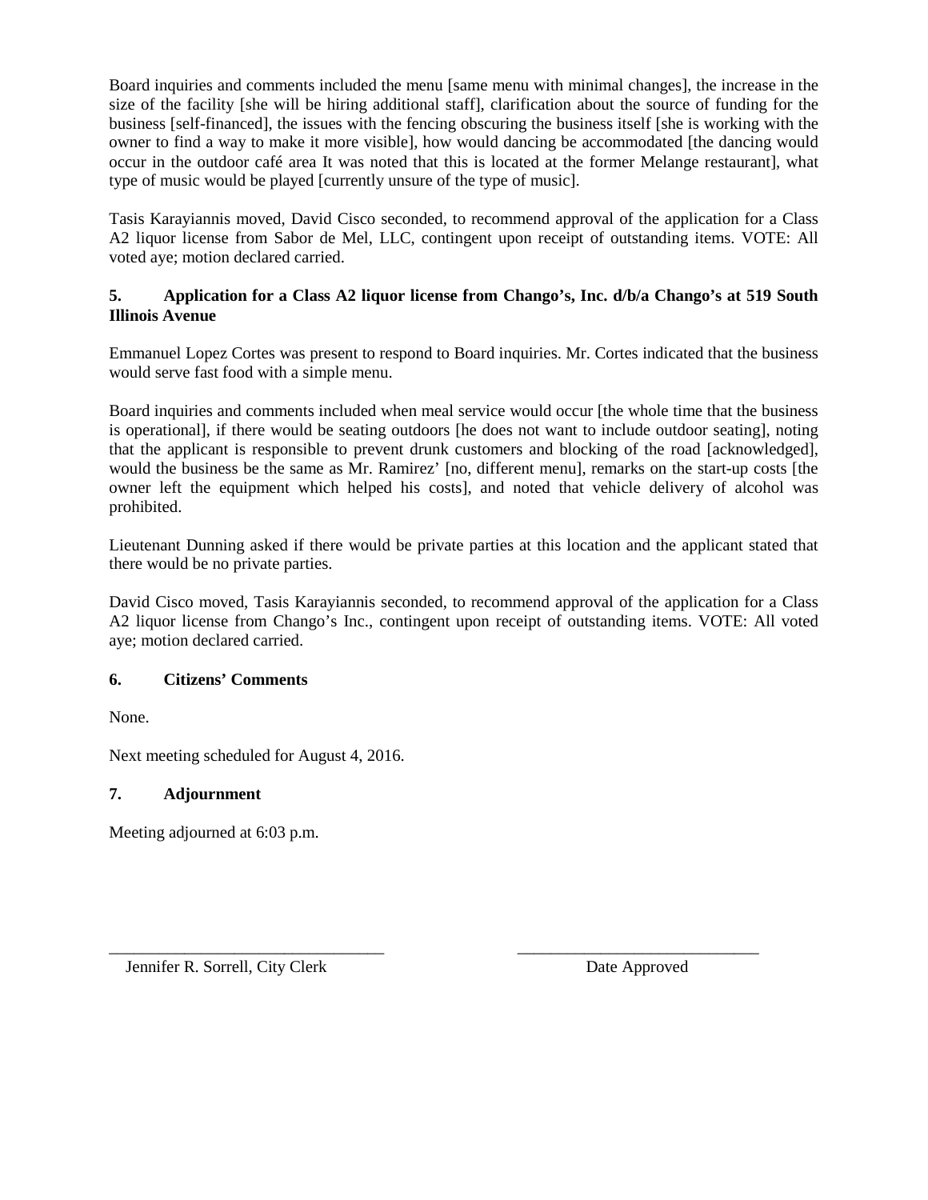Board inquiries and comments included the menu [same menu with minimal changes], the increase in the size of the facility [she will be hiring additional staff], clarification about the source of funding for the business [self-financed], the issues with the fencing obscuring the business itself [she is working with the owner to find a way to make it more visible], how would dancing be accommodated [the dancing would occur in the outdoor café area It was noted that this is located at the former Melange restaurant], what type of music would be played [currently unsure of the type of music].

Tasis Karayiannis moved, David Cisco seconded, to recommend approval of the application for a Class A2 liquor license from Sabor de Mel, LLC, contingent upon receipt of outstanding items. VOTE: All voted aye; motion declared carried.

**5. Application for a Class A2 liquor license from Chango's, Inc. d/b/a Chango's at 519 South Illinois Avenue**

Emmanuel Lopez Cortes was present to respond to Board inquiries. Mr. Cortes indicated that the business would serve fast food with a simple menu.

Board inquiries and comments included when meal service would occur [the whole time that the business is operational], if there would be seating outdoors [he does not want to include outdoor seating], noting that the applicant is responsible to prevent drunk customers and blocking of the road [acknowledged], would the business be the same as Mr. Ramirez' [no, different menu], remarks on the start-up costs [the owner left the equipment which helped his costs], and noted that vehicle delivery of alcohol was prohibited.

Lieutenant Dunning asked if there would be private parties at this location and the applicant stated that there would be no private parties.

David Cisco moved, Tasis Karayiannis seconded, to recommend approval of the application for a Class A2 liquor license from Chango's Inc., contingent upon receipt of outstanding items. VOTE: All voted aye; motion declared carried.

**6. Citizens' Comments**

None.

Next meeting scheduled for August 4, 2016.

**7. Adjournment**

Meeting adjourned at 6:03 p.m.

\_\_\_\_\_\_\_\_\_\_\_\_\_\_\_\_\_\_\_\_\_\_\_\_\_\_\_\_\_\_\_\_\_\_ \_\_\_\_\_\_\_\_\_\_\_\_\_\_\_\_\_\_\_\_\_\_\_\_\_\_\_\_\_\_

Jennifer R. Sorrell, City Clerk Date Approved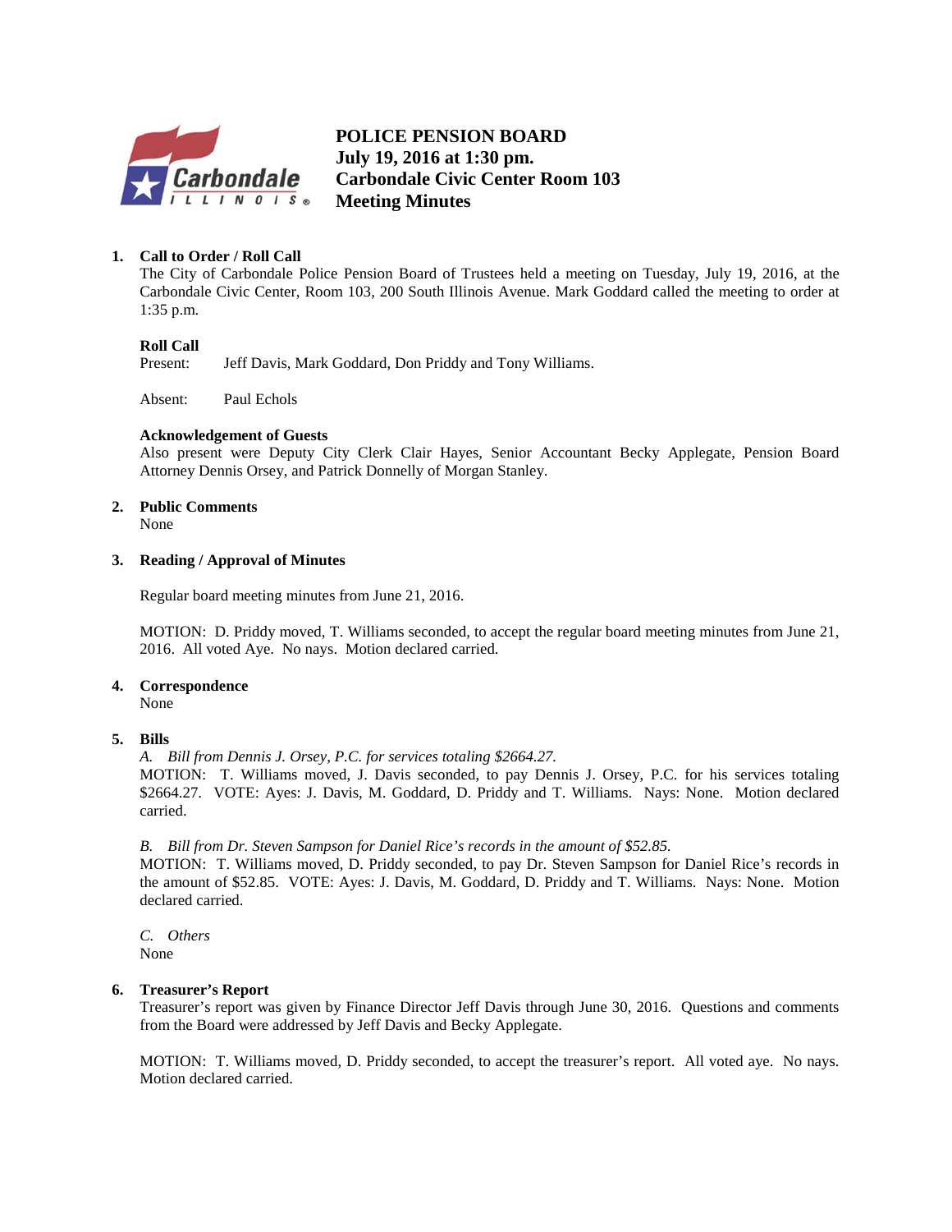**POLICE PENSION BOARD**
**July 19, 2016 at 1:30 pm.**
**Carbondale Civic Center Room 103**
**Meeting Minutes**

1. **Call to Order / Roll Call**

The City of Carbondale Police Pension Board of Trustees held a meeting on Tuesday, July 19, 2016, at the Carbondale Civic Center, Room 103, 200 South Illinois Avenue. Mark Goddard called the meeting to order at 1:35 p.m.

**Roll Call**

Present: Jeff Davis, Mark Goddard, Don Priddy and Tony Williams.

Absent: Paul Echols

**Acknowledgement of Guests**

Also present were Deputy City Clerk Clair Hayes, Senior Accountant Becky Applegate, Pension Board Attorney Dennis Orsey, and Patrick Donnelly of Morgan Stanley.

2. **Public Comments**

None

3. **Reading / Approval of Minutes**

Regular board meeting minutes from June 21, 2016.

MOTION: D. Priddy moved, T. Williams seconded, to accept the regular board meeting minutes from June 21, 2016. All voted Aye. No nays. Motion declared carried.

4. **Correspondence**

None

5. **Bills**

*A. Bill from Dennis J. Orsey, P.C. for services totaling $2664.27.*

MOTION: T. Williams moved, J. Davis seconded, to pay Dennis J. Orsey, P.C. for his services totaling $2664.27. VOTE: Ayes: J. Davis, M. Goddard, D. Priddy and T. Williams. Nays: None. Motion declared carried.

*B. Bill from Dr. Steven Sampson for Daniel Rice's records in the amount of $52.85.*

MOTION: T. Williams moved, D. Priddy seconded, to pay Dr. Steven Sampson for Daniel Rice's records in the amount of $52.85. VOTE: Ayes: J. Davis, M. Goddard, D. Priddy and T. Williams. Nays: None. Motion declared carried.

*C. Others*

None

6. **Treasurer's Report**

Treasurer's report was given by Finance Director Jeff Davis through June 30, 2016. Questions and comments from the Board were addressed by Jeff Davis and Becky Applegate.

MOTION: T. Williams moved, D. Priddy seconded, to accept the treasurer's report. All voted aye. No nays. Motion declared carried.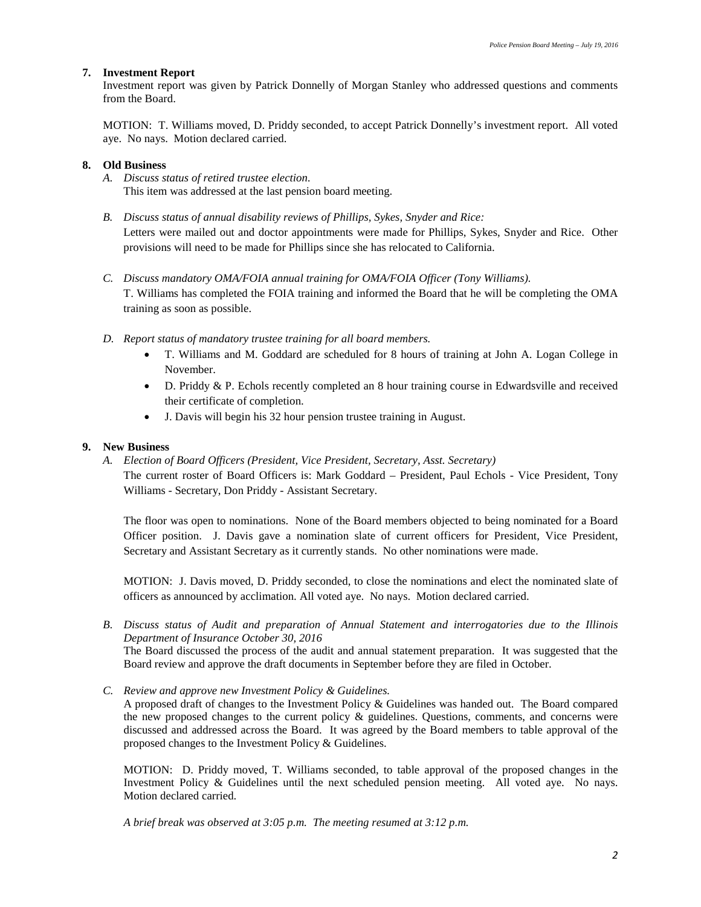**7. Investment Report**

Investment report was given by Patrick Donnelly of Morgan Stanley who addressed questions and comments from the Board.

MOTION: T. Williams moved, D. Priddy seconded, to accept Patrick Donnelly's investment report. All voted aye. No nays. Motion declared carried.

**8. Old Business**

A. *Discuss status of retired trustee election.*
   This item was addressed at the last pension board meeting.

B. *Discuss status of annual disability reviews of Phillips, Sykes, Snyder and Rice:*
   Letters were mailed out and doctor appointments were made for Phillips, Sykes, Snyder and Rice. Other provisions will need to be made for Phillips since she has relocated to California.

C. *Discuss mandatory OMA/FOIA annual training for OMA/FOIA Officer (Tony Williams).*
   T. Williams has completed the FOIA training and informed the Board that he will be completing the OMA training as soon as possible.

D. *Report status of mandatory trustee training for all board members.*
   - T. Williams and M. Goddard are scheduled for 8 hours of training at John A. Logan College in November.
   - D. Priddy & P. Echols recently completed an 8 hour training course in Edwardsville and received their certificate of completion.
   - J. Davis will begin his 32 hour pension trustee training in August.

**9. New Business**

A. *Election of Board Officers (President, Vice President, Secretary, Asst. Secretary)*
   The current roster of Board Officers is: Mark Goddard – President, Paul Echols - Vice President, Tony Williams - Secretary, Don Priddy - Assistant Secretary.

   The floor was open to nominations. None of the Board members objected to being nominated for a Board Officer position. J. Davis gave a nomination slate of current officers for President, Vice President, Secretary and Assistant Secretary as it currently stands. No other nominations were made.

   MOTION: J. Davis moved, D. Priddy seconded, to close the nominations and elect the nominated slate of officers as announced by acclimation. All voted aye. No nays. Motion declared carried.

B. *Discuss status of Audit and preparation of Annual Statement and interrogatories due to the Illinois Department of Insurance October 30, 2016*
   The Board discussed the process of the audit and annual statement preparation. It was suggested that the Board review and approve the draft documents in September before they are filed in October.

C. *Review and approve new Investment Policy & Guidelines.*
   A proposed draft of changes to the Investment Policy & Guidelines was handed out. The Board compared the new proposed changes to the current policy & guidelines. Questions, comments, and concerns were discussed and addressed across the Board. It was agreed by the Board members to table approval of the proposed changes to the Investment Policy & Guidelines.

   MOTION: D. Priddy moved, T. Williams seconded, to table approval of the proposed changes in the Investment Policy & Guidelines until the next scheduled pension meeting. All voted aye. No nays. Motion declared carried.

   *A brief break was observed at 3:05 p.m. The meeting resumed at 3:12 p.m.*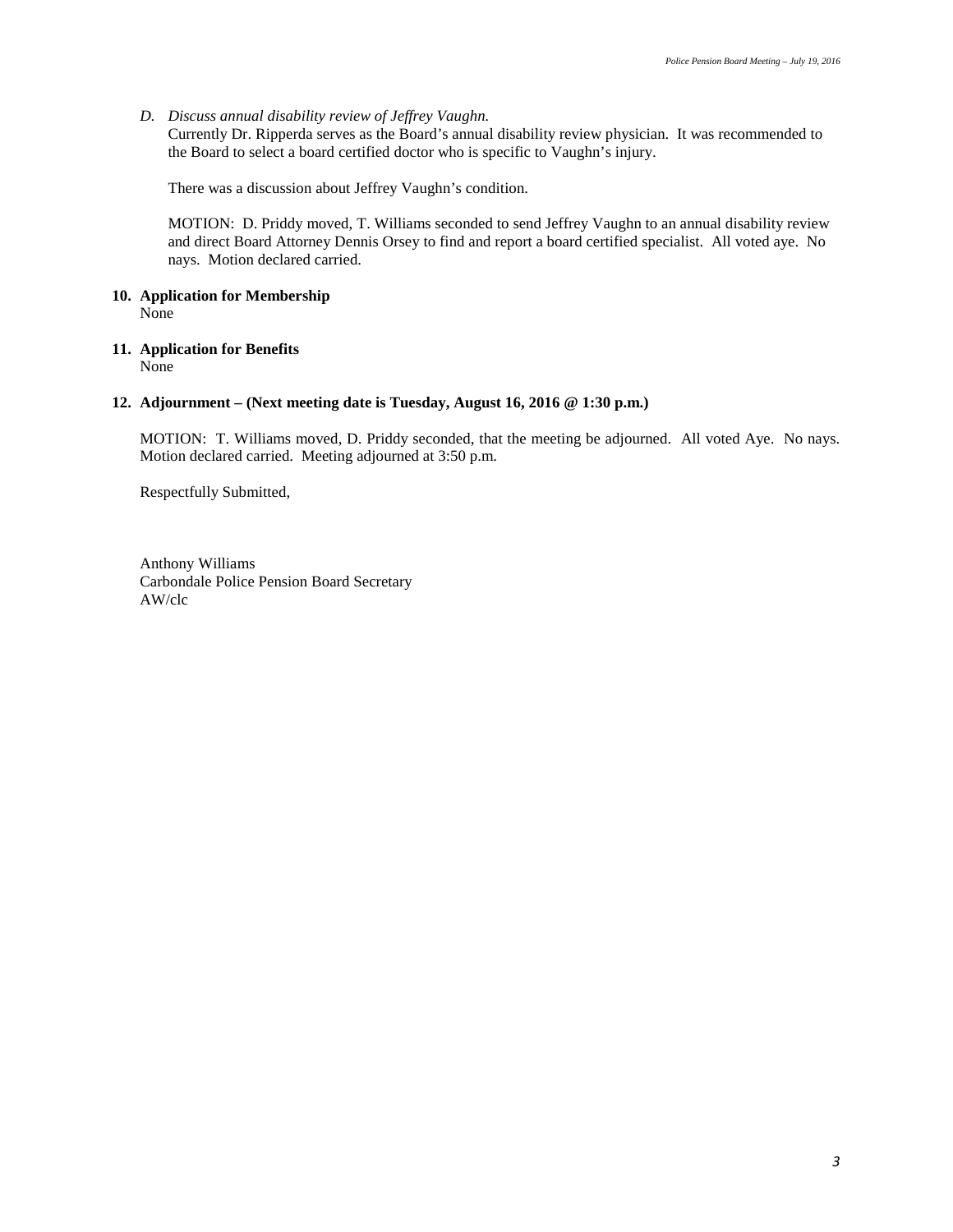*D. Discuss annual disability review of Jeffrey Vaughn.*

Currently Dr. Ripperda serves as the Board's annual disability review physician. It was recommended to the Board to select a board certified doctor who is specific to Vaughn's injury.

There was a discussion about Jeffrey Vaughn's condition.

MOTION: D. Priddy moved, T. Williams seconded to send Jeffrey Vaughn to an annual disability review and direct Board Attorney Dennis Orsey to find and report a board certified specialist. All voted aye. No nays. Motion declared carried.

**10. Application for Membership**

None

**11. Application for Benefits**

None

**12. Adjournment – (Next meeting date is Tuesday, August 16, 2016 @ 1:30 p.m.)**

MOTION: T. Williams moved, D. Priddy seconded, that the meeting be adjourned. All voted Aye. No nays. Motion declared carried. Meeting adjourned at 3:50 p.m.

Respectfully Submitted,

Anthony Williams
Carbondale Police Pension Board Secretary
AW/clc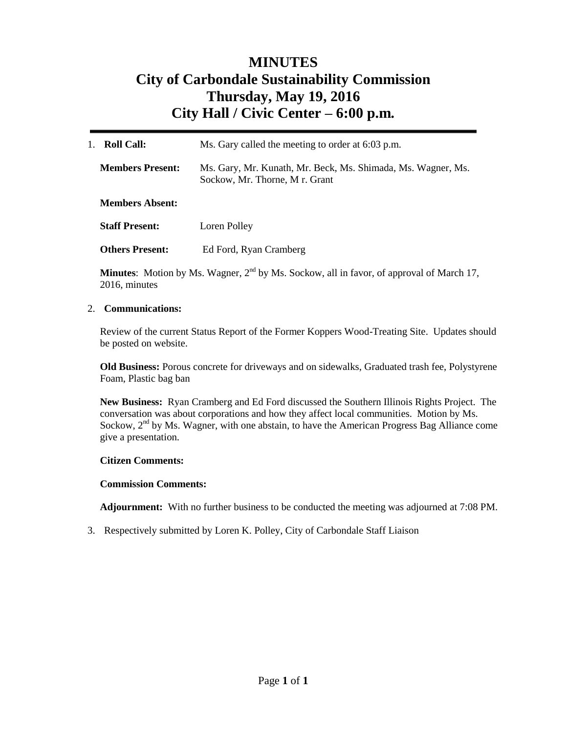# MINUTES
# City of Carbondale Sustainability Commission
# Thursday, May 19, 2016
# City Hall / Civic Center – 6:00 p.m.

1. **Roll Call:** Ms. Gary called the meeting to order at 6:03 p.m.

   **Members Present:** Ms. Gary, Mr. Kunath, Mr. Beck, Ms. Shimada, Ms. Wagner, Ms. Sockow, Mr. Thorne, M r. Grant

   **Members Absent:**

   **Staff Present:** Loren Polley

   **Others Present:** Ed Ford, Ryan Cramberg

   **Minutes**: Motion by Ms. Wagner, 2nd by Ms. Sockow, all in favor, of approval of March 17, 2016, minutes

2. **Communications:**

   Review of the current Status Report of the Former Koppers Wood-Treating Site. Updates should be posted on website.

   **Old Business:** Porous concrete for driveways and on sidewalks, Graduated trash fee, Polystyrene Foam, Plastic bag ban

   **New Business:** Ryan Cramberg and Ed Ford discussed the Southern Illinois Rights Project. The conversation was about corporations and how they affect local communities. Motion by Ms. Sockow, 2nd by Ms. Wagner, with one abstain, to have the American Progress Bag Alliance come give a presentation.

   **Citizen Comments:**

   **Commission Comments:**

   **Adjournment:** With no further business to be conducted the meeting was adjourned at 7:08 PM.

3. Respectively submitted by Loren K. Polley, City of Carbondale Staff Liaison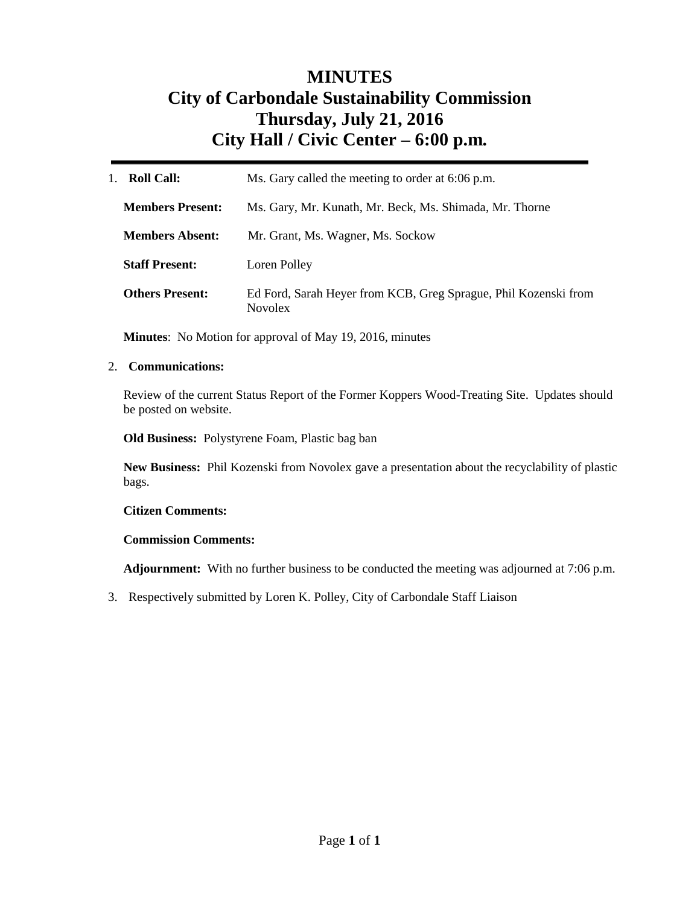# MINUTES
# City of Carbondale Sustainability Commission
# Thursday, July 21, 2016
# City Hall / Civic Center – 6:00 p.m.

1. **Roll Call:** Ms. Gary called the meeting to order at 6:06 p.m.

   **Members Present:** Ms. Gary, Mr. Kunath, Mr. Beck, Ms. Shimada, Mr. Thorne

   **Members Absent:** Mr. Grant, Ms. Wagner, Ms. Sockow

   **Staff Present:** Loren Polley

   **Others Present:** Ed Ford, Sarah Heyer from KCB, Greg Sprague, Phil Kozenski from Novolex

   **Minutes**: No Motion for approval of May 19, 2016, minutes

2. **Communications:**

   Review of the current Status Report of the Former Koppers Wood-Treating Site. Updates should be posted on website.

   **Old Business:** Polystyrene Foam, Plastic bag ban

   **New Business:** Phil Kozenski from Novolex gave a presentation about the recyclability of plastic bags.

   **Citizen Comments:**

   **Commission Comments:**

   **Adjournment:** With no further business to be conducted the meeting was adjourned at 7:06 p.m.

3. Respectively submitted by Loren K. Polley, City of Carbondale Staff Liaison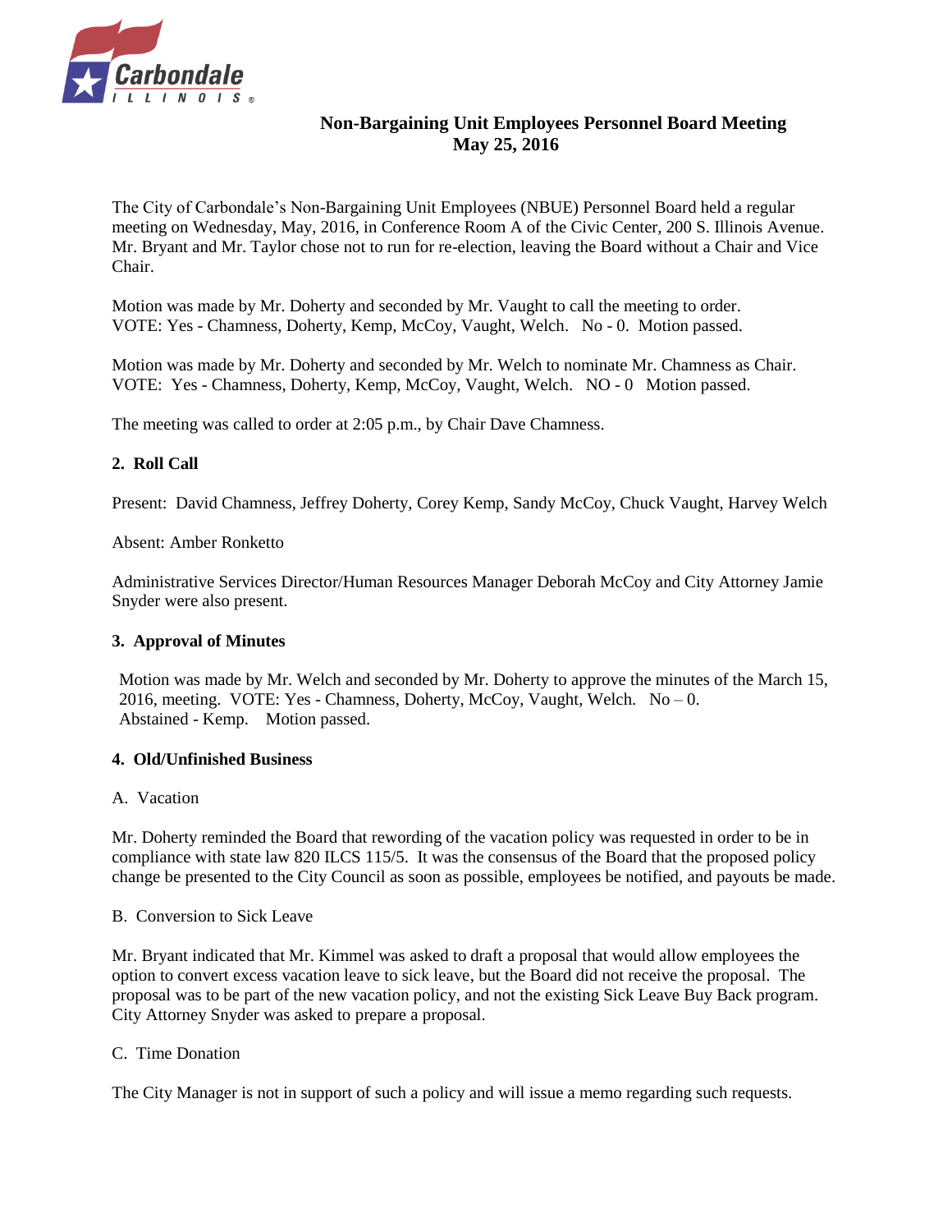# Non-Bargaining Unit Employees Personnel Board Meeting
## May 25, 2016

The City of Carbondale's Non-Bargaining Unit Employees (NBUE) Personnel Board held a regular meeting on Wednesday, May, 2016, in Conference Room A of the Civic Center, 200 S. Illinois Avenue. Mr. Bryant and Mr. Taylor chose not to run for re-election, leaving the Board without a Chair and Vice Chair.

Motion was made by Mr. Doherty and seconded by Mr. Vaught to call the meeting to order. VOTE: Yes - Chamness, Doherty, Kemp, McCoy, Vaught, Welch. No - 0. Motion passed.

Motion was made by Mr. Doherty and seconded by Mr. Welch to nominate Mr. Chamness as Chair. VOTE: Yes - Chamness, Doherty, Kemp, McCoy, Vaught, Welch. NO - 0 Motion passed.

The meeting was called to order at 2:05 p.m., by Chair Dave Chamness.

**2. Roll Call**

Present: David Chamness, Jeffrey Doherty, Corey Kemp, Sandy McCoy, Chuck Vaught, Harvey Welch

Absent: Amber Ronketto

Administrative Services Director/Human Resources Manager Deborah McCoy and City Attorney Jamie Snyder were also present.

**3. Approval of Minutes**

Motion was made by Mr. Welch and seconded by Mr. Doherty to approve the minutes of the March 15, 2016, meeting. VOTE: Yes - Chamness, Doherty, McCoy, Vaught, Welch. No – 0. Abstained - Kemp. Motion passed.

**4. Old/Unfinished Business**

A. Vacation

Mr. Doherty reminded the Board that rewording of the vacation policy was requested in order to be in compliance with state law 820 ILCS 115/5. It was the consensus of the Board that the proposed policy change be presented to the City Council as soon as possible, employees be notified, and payouts be made.

B. Conversion to Sick Leave

Mr. Bryant indicated that Mr. Kimmel was asked to draft a proposal that would allow employees the option to convert excess vacation leave to sick leave, but the Board did not receive the proposal. The proposal was to be part of the new vacation policy, and not the existing Sick Leave Buy Back program. City Attorney Snyder was asked to prepare a proposal.

C. Time Donation

The City Manager is not in support of such a policy and will issue a memo regarding such requests.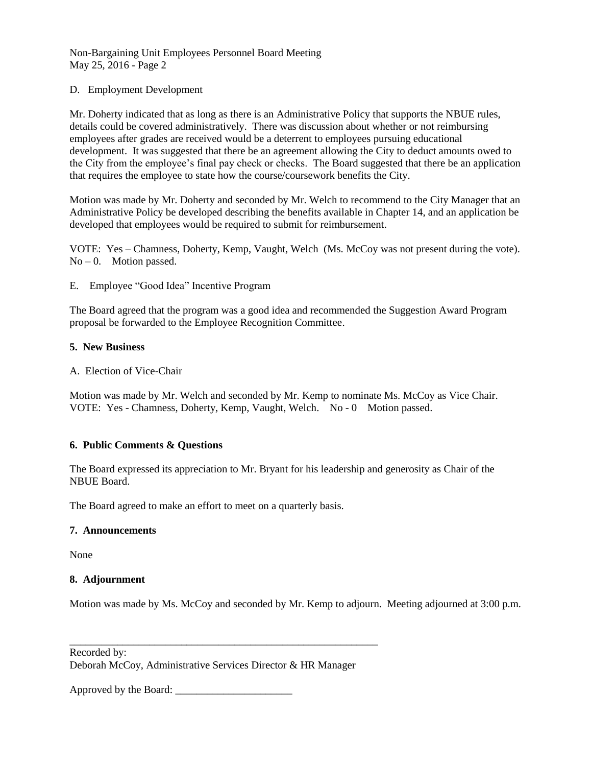D. Employment Development

Mr. Doherty indicated that as long as there is an Administrative Policy that supports the NBUE rules, details could be covered administratively. There was discussion about whether or not reimbursing employees after grades are received would be a deterrent to employees pursuing educational development. It was suggested that there be an agreement allowing the City to deduct amounts owed to the City from the employee's final pay check or checks. The Board suggested that there be an application that requires the employee to state how the course/coursework benefits the City.

Motion was made by Mr. Doherty and seconded by Mr. Welch to recommend to the City Manager that an Administrative Policy be developed describing the benefits available in Chapter 14, and an application be developed that employees would be required to submit for reimbursement.

VOTE: Yes – Chamness, Doherty, Kemp, Vaught, Welch (Ms. McCoy was not present during the vote). No – 0. Motion passed.

E. Employee "Good Idea" Incentive Program

The Board agreed that the program was a good idea and recommended the Suggestion Award Program proposal be forwarded to the Employee Recognition Committee.

**5. New Business**

A. Election of Vice-Chair

Motion was made by Mr. Welch and seconded by Mr. Kemp to nominate Ms. McCoy as Vice Chair. VOTE: Yes - Chamness, Doherty, Kemp, Vaught, Welch. No - 0 Motion passed.

**6. Public Comments & Questions**

The Board expressed its appreciation to Mr. Bryant for his leadership and generosity as Chair of the NBUE Board.

The Board agreed to make an effort to meet on a quarterly basis.

**7. Announcements**

None

**8. Adjournment**

Motion was made by Ms. McCoy and seconded by Mr. Kemp to adjourn. Meeting adjourned at 3:00 p.m.

______________________________________________________________

Recorded by:
Deborah McCoy, Administrative Services Director & HR Manager

Approved by the Board: ______________________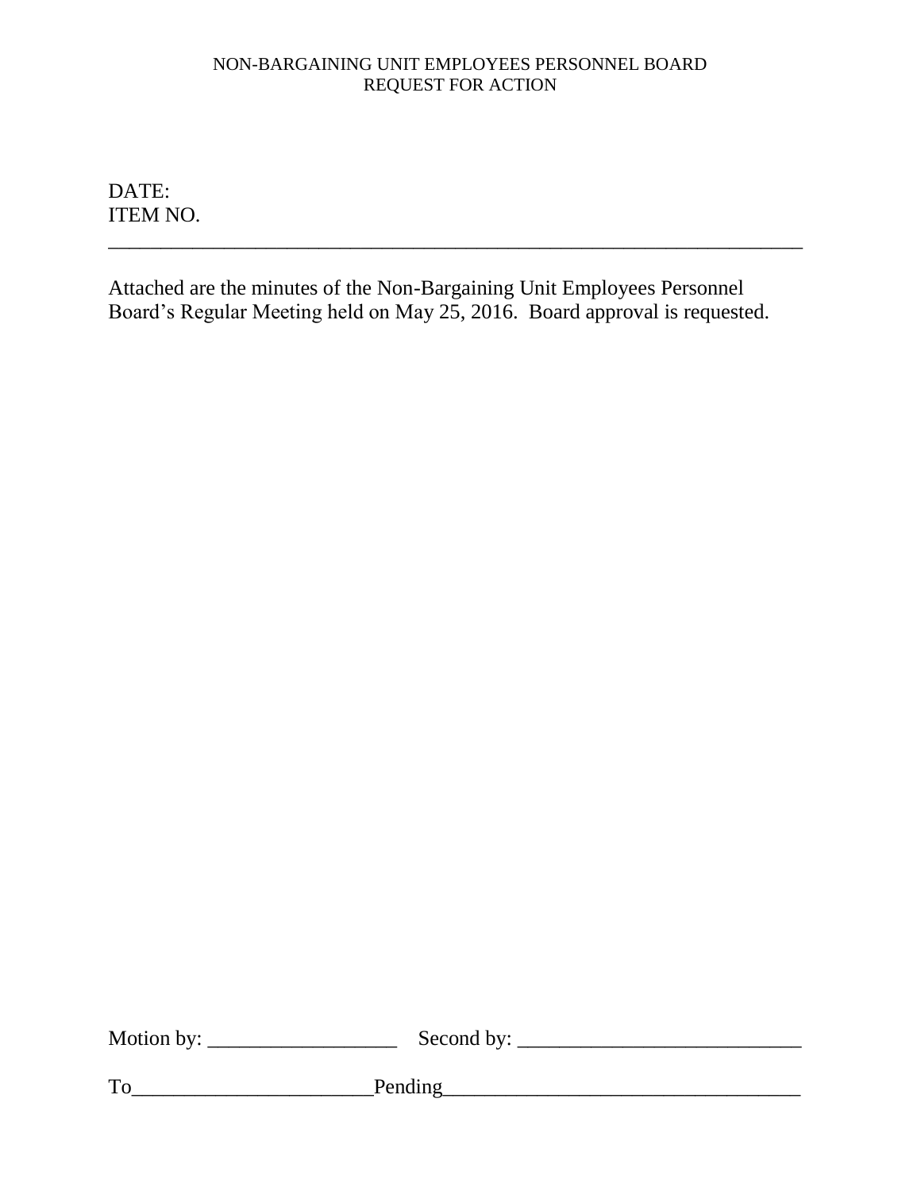NON-BARGAINING UNIT EMPLOYEES PERSONNEL BOARD
REQUEST FOR ACTION

DATE:
ITEM NO.

---

Attached are the minutes of the Non-Bargaining Unit Employees Personnel Board's Regular Meeting held on May 25, 2016. Board approval is requested.

Motion by: __________________ Second by: ___________________________

To______________________Pending_________________________________